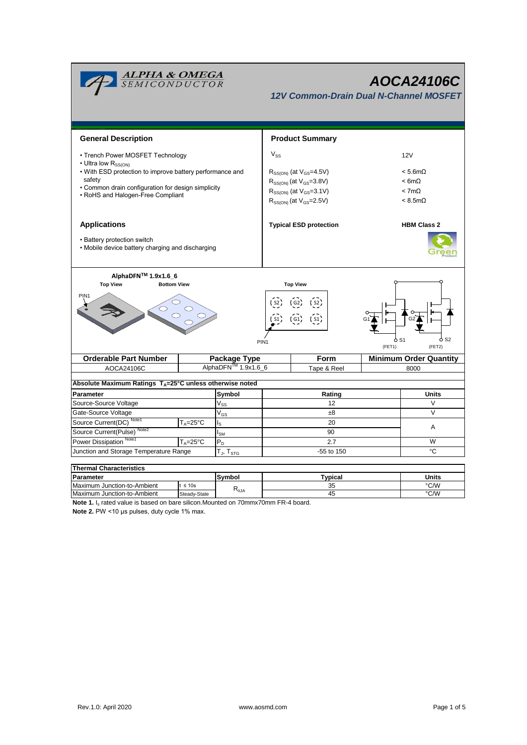# AOCA24106C

## 12V Common-Drain Dual N-Channel MOSFET

### General Description

- Trench Power MOSFET Technology
- Ultra low $R_{SS(ON)}$
- With ESD protection to improve battery performance and safety
- Common drain configuration for design simplicity
- RoHS and Halogen-Free Compliant

### Product Summary

| | |
|---|---|
| $V_{SS}$ | 12V |
| $R_{SS(ON)}$ (at $V_{GS}$=4.5V) | < 5.6mΩ |
| $R_{SS(ON)}$ (at $V_{GS}$=3.8V) | < 6mΩ |
| $R_{SS(ON)}$ (at $V_{GS}$=3.1V) | < 7mΩ |
| $R_{SS(ON)}$ (at $V_{GS}$=2.5V) | < 8.5mΩ |
| **Typical ESD protection** | **HBM Class 2** |

### Applications

- Battery protection switch
- Mobile device battery charging and discharging

**AlphaDFN™ 1.9x1.6_6**

Top View　Bottom View　PIN1

Top View: S2 G2 S2 / S1 G1 S1 (PIN1)

G1, G2, S1, S2 (FET1) (FET2)

| Orderable Part Number | Package Type | Form | Minimum Order Quantity |
|---|---|---|---|
| AOCA24106C | AlphaDFN™ 1.9x1.6_6 | Tape & Reel | 8000 |

### Absolute Maximum Ratings $T_A$=25°C unless otherwise noted

| Parameter | | Symbol | Rating | Units |
|---|---|---|---|---|
| Source-Source Voltage | | $V_{SS}$ | 12 | V |
| Gate-Source Voltage | | $V_{GS}$ | ±8 | V |
| Source Current(DC) Note1 | $T_A$=25°C | $I_S$ | 20 | A |
| Source Current(Pulse) Note2 | | $I_{SM}$ | 90 | A |
| Power Dissipation Note1 | $T_A$=25°C | $P_D$ | 2.7 | W |
| Junction and Storage Temperature Range | | $T_J$, $T_{STG}$ | -55 to 150 | °C |

### Thermal Characteristics

| Parameter | | Symbol | Typical | Units |
|---|---|---|---|---|
| Maximum Junction-to-Ambient | t ≤ 10s | $R_{\theta JA}$ | 35 | °C/W |
| Maximum Junction-to-Ambient | Steady-State | $R_{\theta JA}$ | 45 | °C/W |

**Note 1.** $I_s$ rated value is based on bare silicon.Mounted on 70mmx70mm FR-4 board.

**Note 2.** PW <10 µs pulses, duty cycle 1% max.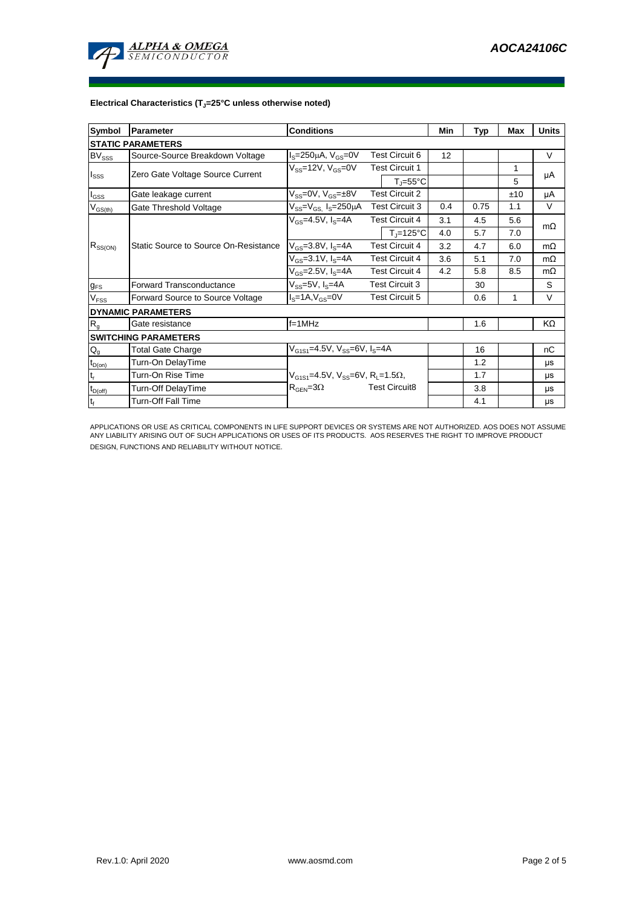**Electrical Characteristics ($T_J$=25°C unless otherwise noted)**

| Symbol | Parameter | Conditions | | Min | Typ | Max | Units |
|---|---|---|---|---|---|---|---|
| **STATIC PARAMETERS** | | | | | | | |
| $BV_{SSS}$ | Source-Source Breakdown Voltage | $I_S$=250µA, $V_{GS}$=0V | Test Circuit 6 | 12 | | | V |
| $I_{SSS}$ | Zero Gate Voltage Source Current | $V_{SS}$=12V, $V_{GS}$=0V | Test Circuit 1 | | | 1 | µA |
| | | | $T_J$=55°C | | | 5 | |
| $I_{GSS}$ | Gate leakage current | $V_{SS}$=0V, $V_{GS}$=±8V | Test Circuit 2 | | | ±10 | µA |
| $V_{GS(th)}$ | Gate Threshold Voltage | $V_{SS}$=$V_{GS}$, $I_S$=250µA | Test Circuit 3 | 0.4 | 0.75 | 1.1 | V |
| $R_{SS(ON)}$ | Static Source to Source On-Resistance | $V_{GS}$=4.5V, $I_S$=4A | Test Circuit 4 | 3.1 | 4.5 | 5.6 | mΩ |
| | | | $T_J$=125°C | 4.0 | 5.7 | 7.0 | |
| | | $V_{GS}$=3.8V, $I_S$=4A | Test Circuit 4 | 3.2 | 4.7 | 6.0 | mΩ |
| | | $V_{GS}$=3.1V, $I_S$=4A | Test Circuit 4 | 3.6 | 5.1 | 7.0 | mΩ |
| | | $V_{GS}$=2.5V, $I_S$=4A | Test Circuit 4 | 4.2 | 5.8 | 8.5 | mΩ |
| $g_{FS}$ | Forward Transconductance | $V_{SS}$=5V, $I_S$=4A | Test Circuit 3 | | 30 | | S |
| $V_{FSS}$ | Forward Source to Source Voltage | $I_S$=1A,$V_{GS}$=0V | Test Circuit 5 | | 0.6 | 1 | V |
| **DYNAMIC PARAMETERS** | | | | | | | |
| $R_g$ | Gate resistance | f=1MHz | | | 1.6 | | KΩ |
| **SWITCHING PARAMETERS** | | | | | | | |
| $Q_g$ | Total Gate Charge | $V_{G1S1}$=4.5V, $V_{SS}$=6V, $I_S$=4A | | | 16 | | nC |
| $t_{D(on)}$ | Turn-On DelayTime | $V_{G1S1}$=4.5V, $V_{SS}$=6V, $R_L$=1.5Ω, $R_{GEN}$=3Ω | Test Circuit8 | | 1.2 | | µs |
| $t_r$ | Turn-On Rise Time | | | | 1.7 | | µs |
| $t_{D(off)}$ | Turn-Off DelayTime | | | | 3.8 | | µs |
| $t_f$ | Turn-Off Fall Time | | | | 4.1 | | µs |

APPLICATIONS OR USE AS CRITICAL COMPONENTS IN LIFE SUPPORT DEVICES OR SYSTEMS ARE NOT AUTHORIZED. AOS DOES NOT ASSUME ANY LIABILITY ARISING OUT OF SUCH APPLICATIONS OR USES OF ITS PRODUCTS. AOS RESERVES THE RIGHT TO IMPROVE PRODUCT DESIGN, FUNCTIONS AND RELIABILITY WITHOUT NOTICE.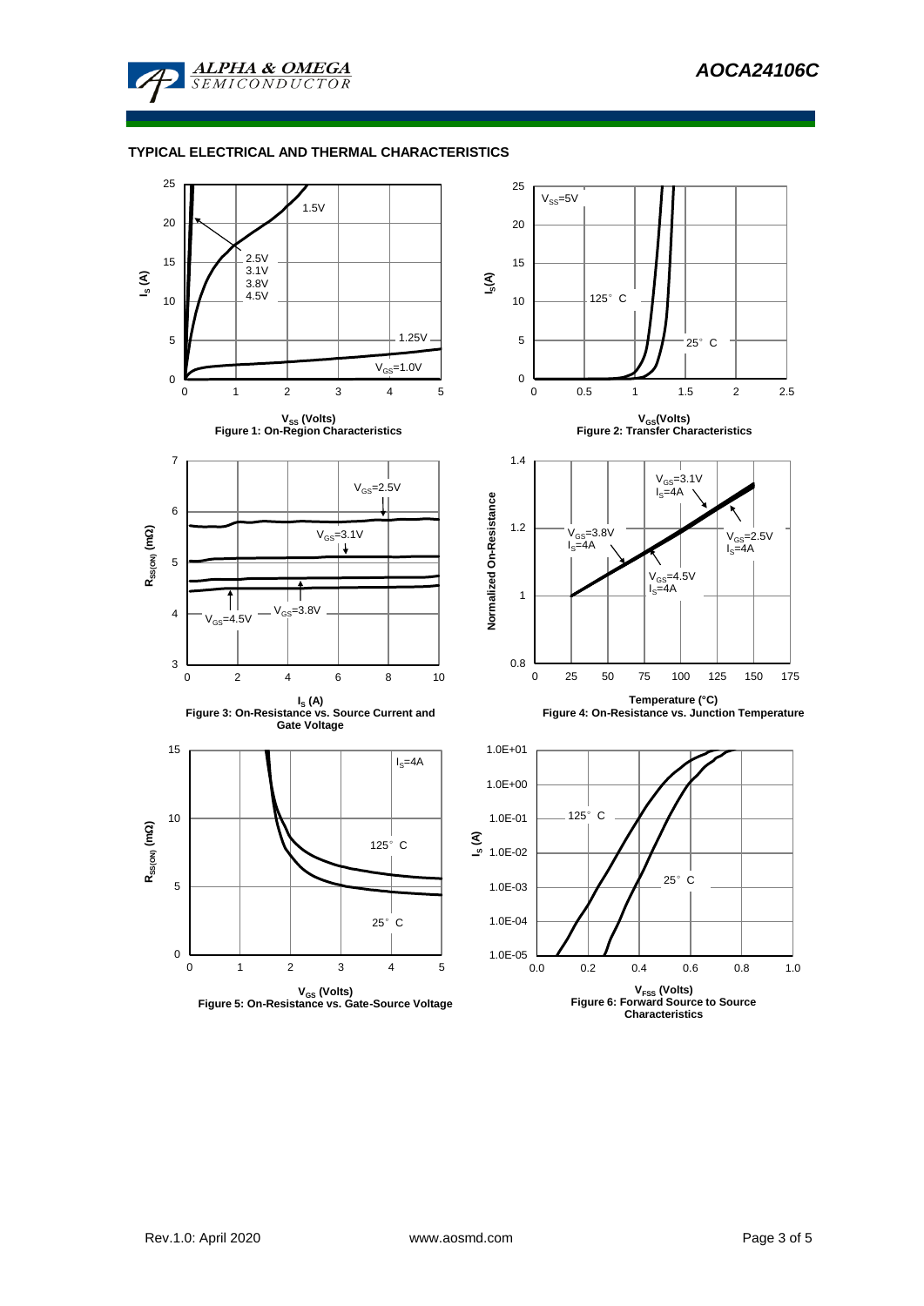## TYPICAL ELECTRICAL AND THERMAL CHARACTERISTICS

$V_{SS}$ (Volts)
**Figure 1: On-Region Characteristics**

$V_{GS}$(Volts)
**Figure 2: Transfer Characteristics**

$I_S$ (A)
**Figure 3: On-Resistance vs. Source Current and Gate Voltage**

Temperature (°C)
**Figure 4: On-Resistance vs. Junction Temperature**

$V_{GS}$ (Volts)
**Figure 5: On-Resistance vs. Gate-Source Voltage**

$V_{FSS}$ (Volts)
**Figure 6: Forward Source to Source Characteristics**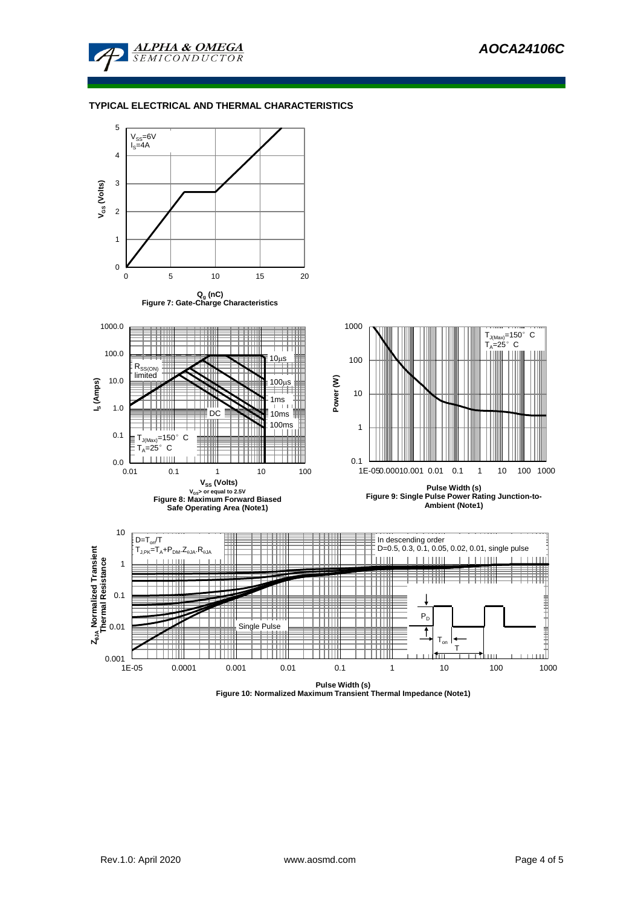### TYPICAL ELECTRICAL AND THERMAL CHARACTERISTICS

$V_{SS}$=6V
$I_S$=4A

$V_{GS}$ (Volts)

$Q_g$ (nC)

Figure 7: Gate-Charge Characteristics

$R_{SS(ON)}$ limited

10µs

100µs

1ms

10ms

100ms

DC

$T_{J(Max)}$=150° C
$T_A$=25° C

$I_S$ (Amps)

$V_{SS}$ (Volts)

$V_{GS}$> or equal to 2.5V

Figure 8: Maximum Forward Biased Safe Operating Area (Note1)

$T_{J(Max)}$=150° C
$T_A$=25° C

Power (W)

Pulse Width (s)

Figure 9: Single Pulse Power Rating Junction-to-Ambient (Note1)

D=$T_{on}$/T
$T_{J,PK}$=$T_A$+$P_{DM}$.$Z_{\theta JA}$.$R_{\theta JA}$

In descending order
D=0.5, 0.3, 0.1, 0.05, 0.02, 0.01, single pulse

Single Pulse

$P_D$

$T_{on}$

T

$Z_{\theta JA}$ Normalized Transient Thermal Resistance

Pulse Width (s)

Figure 10: Normalized Maximum Transient Thermal Impedance (Note1)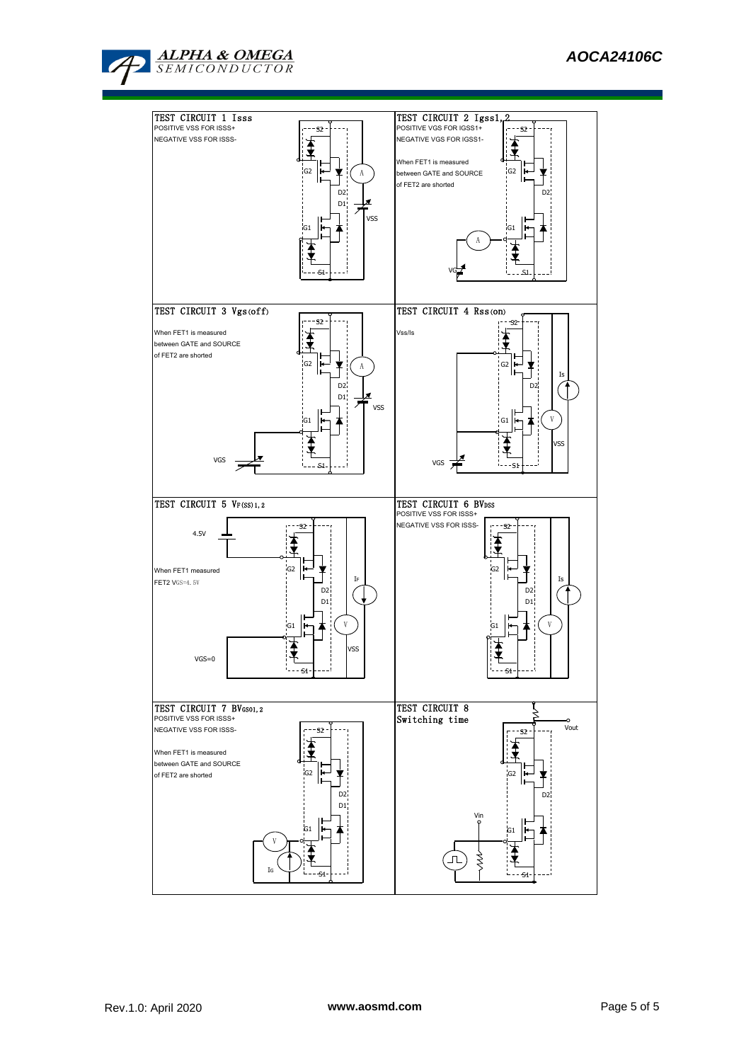TEST CIRCUIT 1 Isss

POSITIVE VSS FOR ISSS+

NEGATIVE VSS FOR ISSS-

S2
G2
A
D2
D1
VSS
G1
S1

TEST CIRCUIT 2 Igss1,2

POSITIVE VGS FOR IGSS1+

NEGATIVE VGS FOR IGSS1-

When FET1 is measured between GATE and SOURCE of FET2 are shorted

S2
G2
D2
G1
A
VG
S1

TEST CIRCUIT 3 Vgs(off)

When FET1 is measured between GATE and SOURCE of FET2 are shorted

S2
G2
A
D2
D1
VSS
G1
VGS
S1

TEST CIRCUIT 4 Rss(on)

Vss/Is

S2
G2
D2
Is
G1
V
VSS
VGS
S1

TEST CIRCUIT 5 VF(SS)1,2

4.5V

When FET1 measured FET2 VGS=4.5V

S2
G2
IF
D2
D1
G1
V
VSS
VGS=0
S1

TEST CIRCUIT 6 BVDSS

POSITIVE VSS FOR ISSS+

NEGATIVE VSS FOR ISSS-

S2
G2
Is
D2
D1
G1
V
S1

TEST CIRCUIT 7 BVGSO1,2

POSITIVE VSS FOR ISSS+

NEGATIVE VSS FOR ISSS-

When FET1 is measured between GATE and SOURCE of FET2 are shorted

S2
G2
D2
D1
G1
V
IG
S1

TEST CIRCUIT 8 Switching time

Vout
S2
G2
D2
Vin
G1
S1